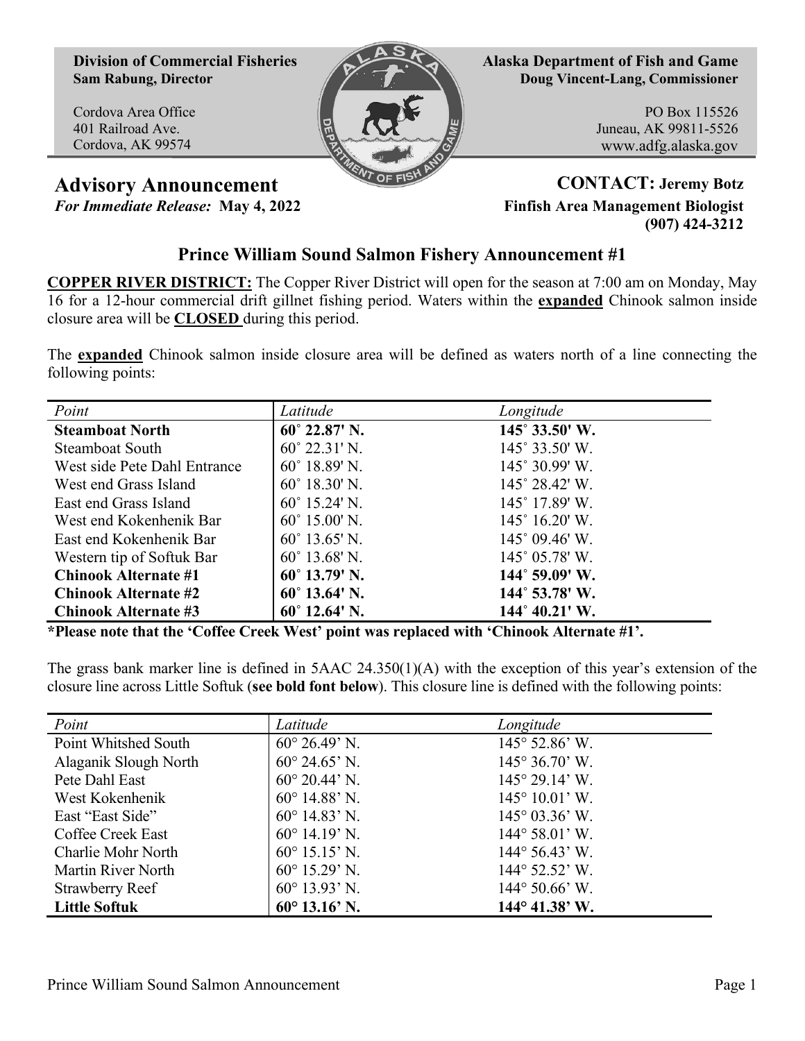**Division of Commercial Fisheries**
**Sam Rabung, Director**

Cordova Area Office
401 Railroad Ave.
Cordova, AK 99574

**Alaska Department of Fish and Game**
**Doug Vincent-Lang, Commissioner**

PO Box 115526
Juneau, AK 99811-5526
www.adfg.alaska.gov

# Advisory Announcement

*For Immediate Release:* **May 4, 2022**

**CONTACT: Jeremy Botz**
**Finfish Area Management Biologist**
**(907) 424-3212**

## Prince William Sound Salmon Fishery Announcement #1

**COPPER RIVER DISTRICT:** The Copper River District will open for the season at 7:00 am on Monday, May 16 for a 12-hour commercial drift gillnet fishing period. Waters within the **expanded** Chinook salmon inside closure area will be **CLOSED** during this period.

The **expanded** Chinook salmon inside closure area will be defined as waters north of a line connecting the following points:

| *Point* | *Latitude* | *Longitude* |
|---|---|---|
| **Steamboat North** | **60˚ 22.87' N.** | **145˚ 33.50' W.** |
| Steamboat South | 60˚ 22.31' N. | 145˚ 33.50' W. |
| West side Pete Dahl Entrance | 60˚ 18.89' N. | 145˚ 30.99' W. |
| West end Grass Island | 60˚ 18.30' N. | 145˚ 28.42' W. |
| East end Grass Island | 60˚ 15.24' N. | 145˚ 17.89' W. |
| West end Kokenhenik Bar | 60˚ 15.00' N. | 145˚ 16.20' W. |
| East end Kokenhenik Bar | 60˚ 13.65' N. | 145˚ 09.46' W. |
| Western tip of Softuk Bar | 60˚ 13.68' N. | 145˚ 05.78' W. |
| **Chinook Alternate #1** | **60˚ 13.79' N.** | **144˚ 59.09' W.** |
| **Chinook Alternate #2** | **60˚ 13.64' N.** | **144˚ 53.78' W.** |
| **Chinook Alternate #3** | **60˚ 12.64' N.** | **144˚ 40.21' W.** |

**\*Please note that the 'Coffee Creek West' point was replaced with 'Chinook Alternate #1'.**

The grass bank marker line is defined in 5AAC 24.350(1)(A) with the exception of this year's extension of the closure line across Little Softuk (**see bold font below**). This closure line is defined with the following points:

| *Point* | *Latitude* | *Longitude* |
|---|---|---|
| Point Whitshed South | 60° 26.49' N. | 145° 52.86' W. |
| Alaganik Slough North | 60° 24.65' N. | 145° 36.70' W. |
| Pete Dahl East | 60° 20.44' N. | 145° 29.14' W. |
| West Kokenhenik | 60° 14.88' N. | 145° 10.01' W. |
| East "East Side" | 60° 14.83' N. | 145° 03.36' W. |
| Coffee Creek East | 60° 14.19' N. | 144° 58.01' W. |
| Charlie Mohr North | 60° 15.15' N. | 144° 56.43' W. |
| Martin River North | 60° 15.29' N. | 144° 52.52' W. |
| Strawberry Reef | 60° 13.93' N. | 144° 50.66' W. |
| **Little Softuk** | **60° 13.16' N.** | **144° 41.38' W.** |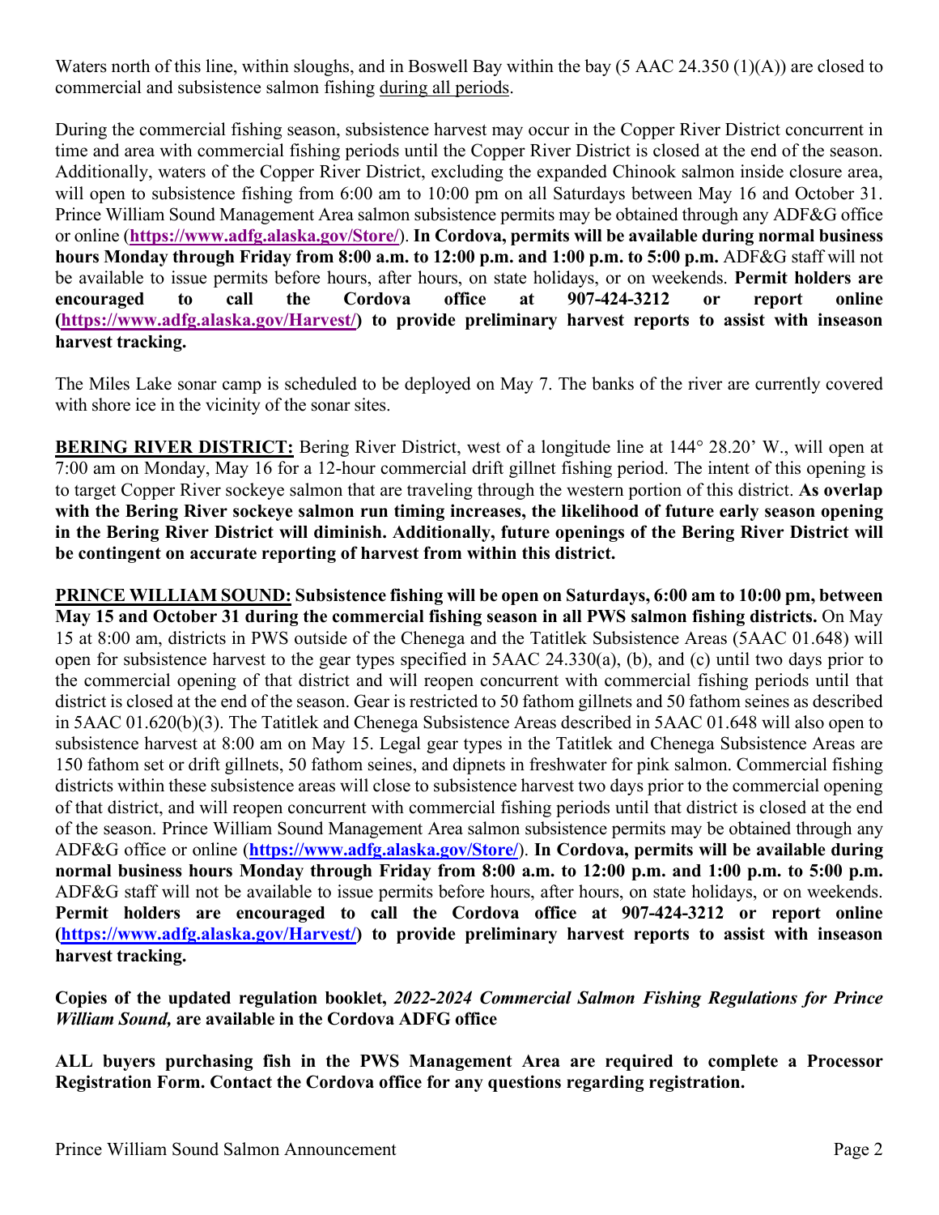Waters north of this line, within sloughs, and in Boswell Bay within the bay (5 AAC 24.350 (1)(A)) are closed to commercial and subsistence salmon fishing during all periods.

During the commercial fishing season, subsistence harvest may occur in the Copper River District concurrent in time and area with commercial fishing periods until the Copper River District is closed at the end of the season. Additionally, waters of the Copper River District, excluding the expanded Chinook salmon inside closure area, will open to subsistence fishing from 6:00 am to 10:00 pm on all Saturdays between May 16 and October 31. Prince William Sound Management Area salmon subsistence permits may be obtained through any ADF&G office or online (**https://www.adfg.alaska.gov/Store/**). **In Cordova, permits will be available during normal business hours Monday through Friday from 8:00 a.m. to 12:00 p.m. and 1:00 p.m. to 5:00 p.m.** ADF&G staff will not be available to issue permits before hours, after hours, on state holidays, or on weekends. **Permit holders are encouraged to call the Cordova office at 907-424-3212 or report online (https://www.adfg.alaska.gov/Harvest/) to provide preliminary harvest reports to assist with inseason harvest tracking.**

The Miles Lake sonar camp is scheduled to be deployed on May 7. The banks of the river are currently covered with shore ice in the vicinity of the sonar sites.

**BERING RIVER DISTRICT:** Bering River District, west of a longitude line at 144° 28.20' W., will open at 7:00 am on Monday, May 16 for a 12-hour commercial drift gillnet fishing period. The intent of this opening is to target Copper River sockeye salmon that are traveling through the western portion of this district. **As overlap with the Bering River sockeye salmon run timing increases, the likelihood of future early season opening in the Bering River District will diminish. Additionally, future openings of the Bering River District will be contingent on accurate reporting of harvest from within this district.**

**PRINCE WILLIAM SOUND: Subsistence fishing will be open on Saturdays, 6:00 am to 10:00 pm, between May 15 and October 31 during the commercial fishing season in all PWS salmon fishing districts.** On May 15 at 8:00 am, districts in PWS outside of the Chenega and the Tatitlek Subsistence Areas (5AAC 01.648) will open for subsistence harvest to the gear types specified in 5AAC 24.330(a), (b), and (c) until two days prior to the commercial opening of that district and will reopen concurrent with commercial fishing periods until that district is closed at the end of the season. Gear is restricted to 50 fathom gillnets and 50 fathom seines as described in 5AAC 01.620(b)(3). The Tatitlek and Chenega Subsistence Areas described in 5AAC 01.648 will also open to subsistence harvest at 8:00 am on May 15. Legal gear types in the Tatitlek and Chenega Subsistence Areas are 150 fathom set or drift gillnets, 50 fathom seines, and dipnets in freshwater for pink salmon. Commercial fishing districts within these subsistence areas will close to subsistence harvest two days prior to the commercial opening of that district, and will reopen concurrent with commercial fishing periods until that district is closed at the end of the season. Prince William Sound Management Area salmon subsistence permits may be obtained through any ADF&G office or online (**https://www.adfg.alaska.gov/Store/**). **In Cordova, permits will be available during normal business hours Monday through Friday from 8:00 a.m. to 12:00 p.m. and 1:00 p.m. to 5:00 p.m.** ADF&G staff will not be available to issue permits before hours, after hours, on state holidays, or on weekends. **Permit holders are encouraged to call the Cordova office at 907-424-3212 or report online (https://www.adfg.alaska.gov/Harvest/) to provide preliminary harvest reports to assist with inseason harvest tracking.**

**Copies of the updated regulation booklet, *2022-2024 Commercial Salmon Fishing Regulations for Prince William Sound,* are available in the Cordova ADFG office**

**ALL buyers purchasing fish in the PWS Management Area are required to complete a Processor Registration Form. Contact the Cordova office for any questions regarding registration.**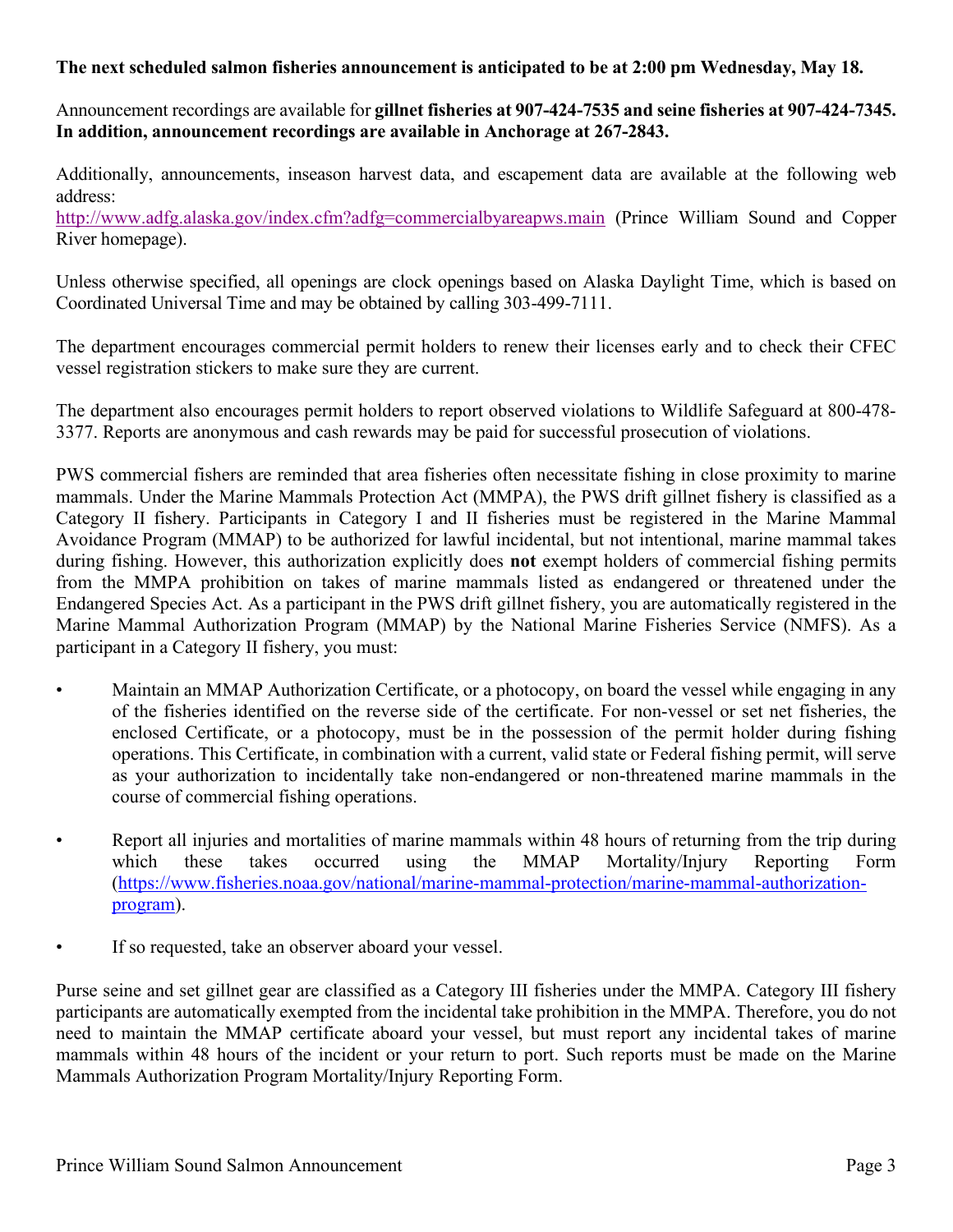**The next scheduled salmon fisheries announcement is anticipated to be at 2:00 pm Wednesday, May 18.**

Announcement recordings are available for **gillnet fisheries at 907-424-7535 and seine fisheries at 907-424-7345. In addition, announcement recordings are available in Anchorage at 267-2843.**

Additionally, announcements, inseason harvest data, and escapement data are available at the following web address:
[http://www.adfg.alaska.gov/index.cfm?adfg=commercialbyareapws.main](http://www.adfg.alaska.gov/index.cfm?adfg=commercialbyareapws.main) (Prince William Sound and Copper River homepage).

Unless otherwise specified, all openings are clock openings based on Alaska Daylight Time, which is based on Coordinated Universal Time and may be obtained by calling 303-499-7111.

The department encourages commercial permit holders to renew their licenses early and to check their CFEC vessel registration stickers to make sure they are current.

The department also encourages permit holders to report observed violations to Wildlife Safeguard at 800-478-3377. Reports are anonymous and cash rewards may be paid for successful prosecution of violations.

PWS commercial fishers are reminded that area fisheries often necessitate fishing in close proximity to marine mammals. Under the Marine Mammals Protection Act (MMPA), the PWS drift gillnet fishery is classified as a Category II fishery. Participants in Category I and II fisheries must be registered in the Marine Mammal Avoidance Program (MMAP) to be authorized for lawful incidental, but not intentional, marine mammal takes during fishing. However, this authorization explicitly does **not** exempt holders of commercial fishing permits from the MMPA prohibition on takes of marine mammals listed as endangered or threatened under the Endangered Species Act. As a participant in the PWS drift gillnet fishery, you are automatically registered in the Marine Mammal Authorization Program (MMAP) by the National Marine Fisheries Service (NMFS). As a participant in a Category II fishery, you must:

- Maintain an MMAP Authorization Certificate, or a photocopy, on board the vessel while engaging in any of the fisheries identified on the reverse side of the certificate. For non-vessel or set net fisheries, the enclosed Certificate, or a photocopy, must be in the possession of the permit holder during fishing operations. This Certificate, in combination with a current, valid state or Federal fishing permit, will serve as your authorization to incidentally take non-endangered or non-threatened marine mammals in the course of commercial fishing operations.
- Report all injuries and mortalities of marine mammals within 48 hours of returning from the trip during which these takes occurred using the MMAP Mortality/Injury Reporting Form ([https://www.fisheries.noaa.gov/national/marine-mammal-protection/marine-mammal-authorization-program](https://www.fisheries.noaa.gov/national/marine-mammal-protection/marine-mammal-authorization-program)).
- If so requested, take an observer aboard your vessel.

Purse seine and set gillnet gear are classified as a Category III fisheries under the MMPA. Category III fishery participants are automatically exempted from the incidental take prohibition in the MMPA. Therefore, you do not need to maintain the MMAP certificate aboard your vessel, but must report any incidental takes of marine mammals within 48 hours of the incident or your return to port. Such reports must be made on the Marine Mammals Authorization Program Mortality/Injury Reporting Form.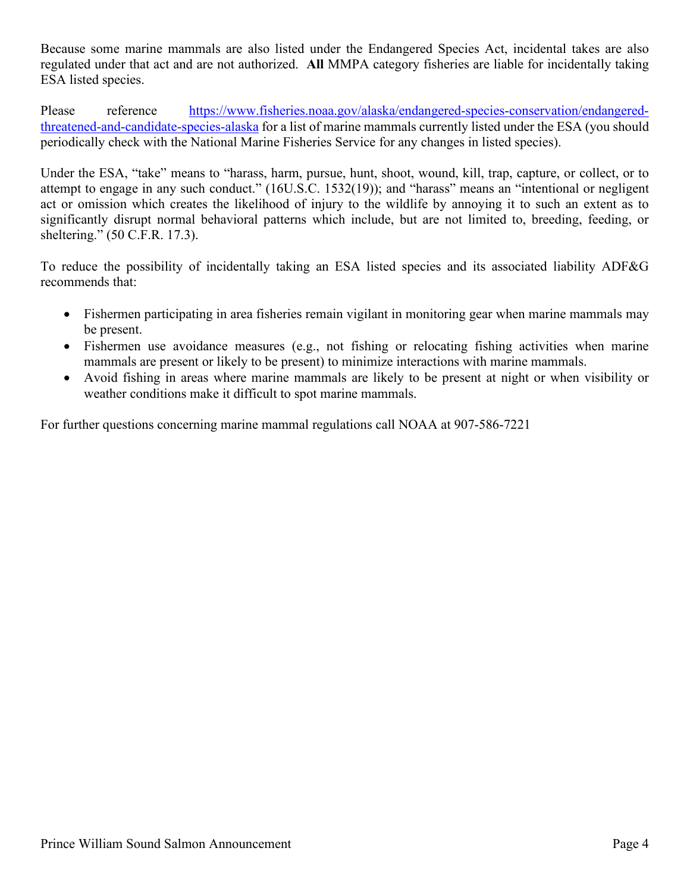Because some marine mammals are also listed under the Endangered Species Act, incidental takes are also regulated under that act and are not authorized. **All** MMPA category fisheries are liable for incidentally taking ESA listed species.

Please reference [https://www.fisheries.noaa.gov/alaska/endangered-species-conservation/endangered-threatened-and-candidate-species-alaska](https://www.fisheries.noaa.gov/alaska/endangered-species-conservation/endangered-threatened-and-candidate-species-alaska) for a list of marine mammals currently listed under the ESA (you should periodically check with the National Marine Fisheries Service for any changes in listed species).

Under the ESA, "take" means to "harass, harm, pursue, hunt, shoot, wound, kill, trap, capture, or collect, or to attempt to engage in any such conduct." (16U.S.C. 1532(19)); and "harass" means an "intentional or negligent act or omission which creates the likelihood of injury to the wildlife by annoying it to such an extent as to significantly disrupt normal behavioral patterns which include, but are not limited to, breeding, feeding, or sheltering." (50 C.F.R. 17.3).

To reduce the possibility of incidentally taking an ESA listed species and its associated liability ADF&G recommends that:

- Fishermen participating in area fisheries remain vigilant in monitoring gear when marine mammals may be present.
- Fishermen use avoidance measures (e.g., not fishing or relocating fishing activities when marine mammals are present or likely to be present) to minimize interactions with marine mammals.
- Avoid fishing in areas where marine mammals are likely to be present at night or when visibility or weather conditions make it difficult to spot marine mammals.

For further questions concerning marine mammal regulations call NOAA at 907-586-7221